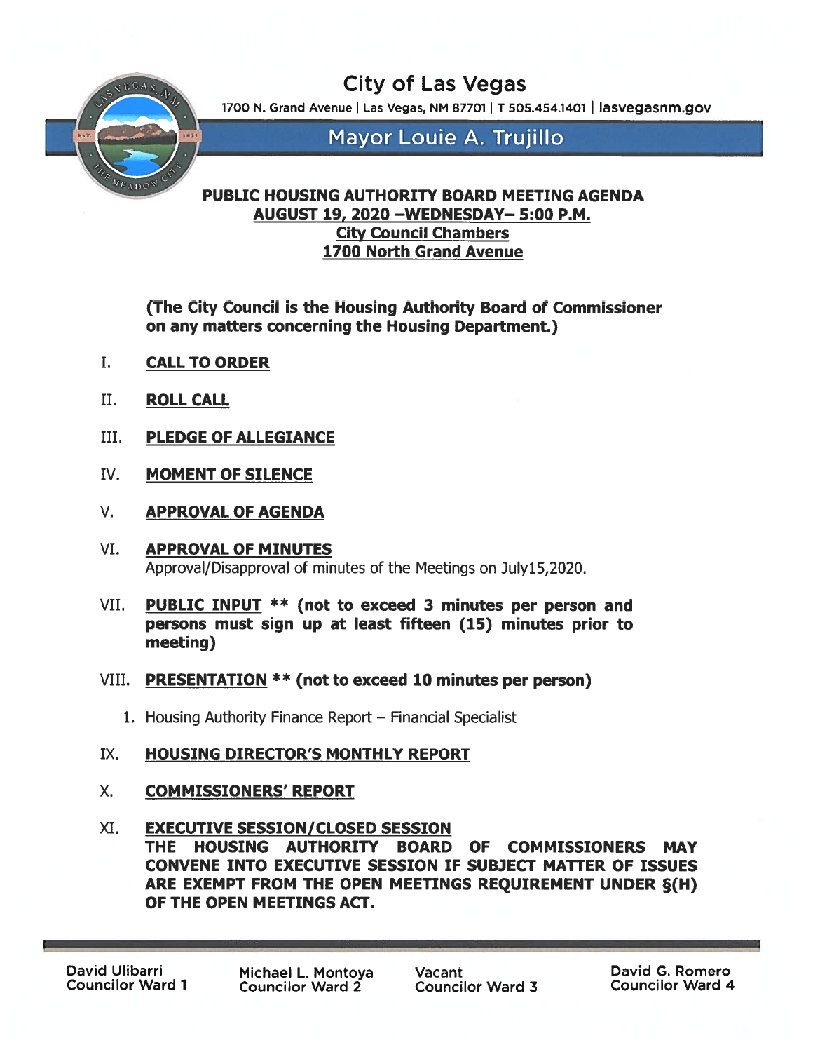# City of Las Vegas

1700 N. Grand Avenue | Las Vegas, NM 87701 | T 505.454.1401 | lasvegasnm.gov

## Mayor Louie A. Trujillo

**PUBLIC HOUSING AUTHORITY BOARD MEETING AGENDA**
**AUGUST 19, 2020 –WEDNESDAY– 5:00 P.M.**
**City Council Chambers**
**1700 North Grand Avenue**

**(The City Council is the Housing Authority Board of Commissioner on any matters concerning the Housing Department.)**

I. **CALL TO ORDER**

II. **ROLL CALL**

III. **PLEDGE OF ALLEGIANCE**

IV. **MOMENT OF SILENCE**

V. **APPROVAL OF AGENDA**

VI. **APPROVAL OF MINUTES**
Approval/Disapproval of minutes of the Meetings on July15,2020.

VII. **PUBLIC INPUT ** (not to exceed 3 minutes per person and persons must sign up at least fifteen (15) minutes prior to meeting)**

VIII. **PRESENTATION ** (not to exceed 10 minutes per person)**

1. Housing Authority Finance Report – Financial Specialist

IX. **HOUSING DIRECTOR'S MONTHLY REPORT**

X. **COMMISSIONERS' REPORT**

XI. **EXECUTIVE SESSION/CLOSED SESSION**
**THE HOUSING AUTHORITY BOARD OF COMMISSIONERS MAY CONVENE INTO EXECUTIVE SESSION IF SUBJECT MATTER OF ISSUES ARE EXEMPT FROM THE OPEN MEETINGS REQUIREMENT UNDER §(H) OF THE OPEN MEETINGS ACT.**

David Ulibarri
Councilor Ward 1

Michael L. Montoya
Councilor Ward 2

Vacant
Councilor Ward 3

David G. Romero
Councilor Ward 4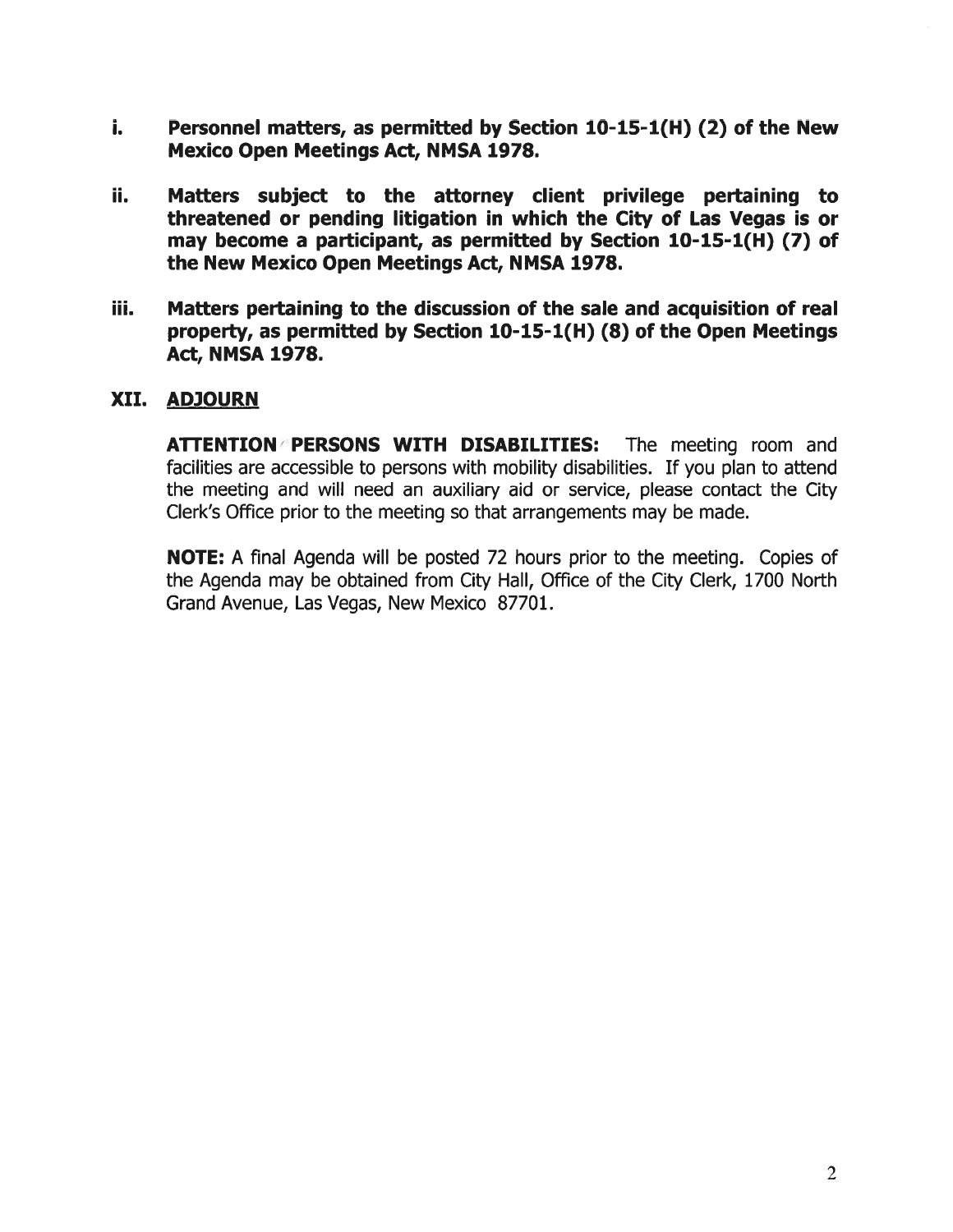i. **Personnel matters, as permitted by Section 10-15-1(H) (2) of the New Mexico Open Meetings Act, NMSA 1978.**

ii. **Matters subject to the attorney client privilege pertaining to threatened or pending litigation in which the City of Las Vegas is or may become a participant, as permitted by Section 10-15-1(H) (7) of the New Mexico Open Meetings Act, NMSA 1978.**

iii. **Matters pertaining to the discussion of the sale and acquisition of real property, as permitted by Section 10-15-1(H) (8) of the Open Meetings Act, NMSA 1978.**

## XII. ADJOURN

**ATTENTION PERSONS WITH DISABILITIES:** The meeting room and facilities are accessible to persons with mobility disabilities. If you plan to attend the meeting and will need an auxiliary aid or service, please contact the City Clerk's Office prior to the meeting so that arrangements may be made.

**NOTE:** A final Agenda will be posted 72 hours prior to the meeting. Copies of the Agenda may be obtained from City Hall, Office of the City Clerk, 1700 North Grand Avenue, Las Vegas, New Mexico 87701.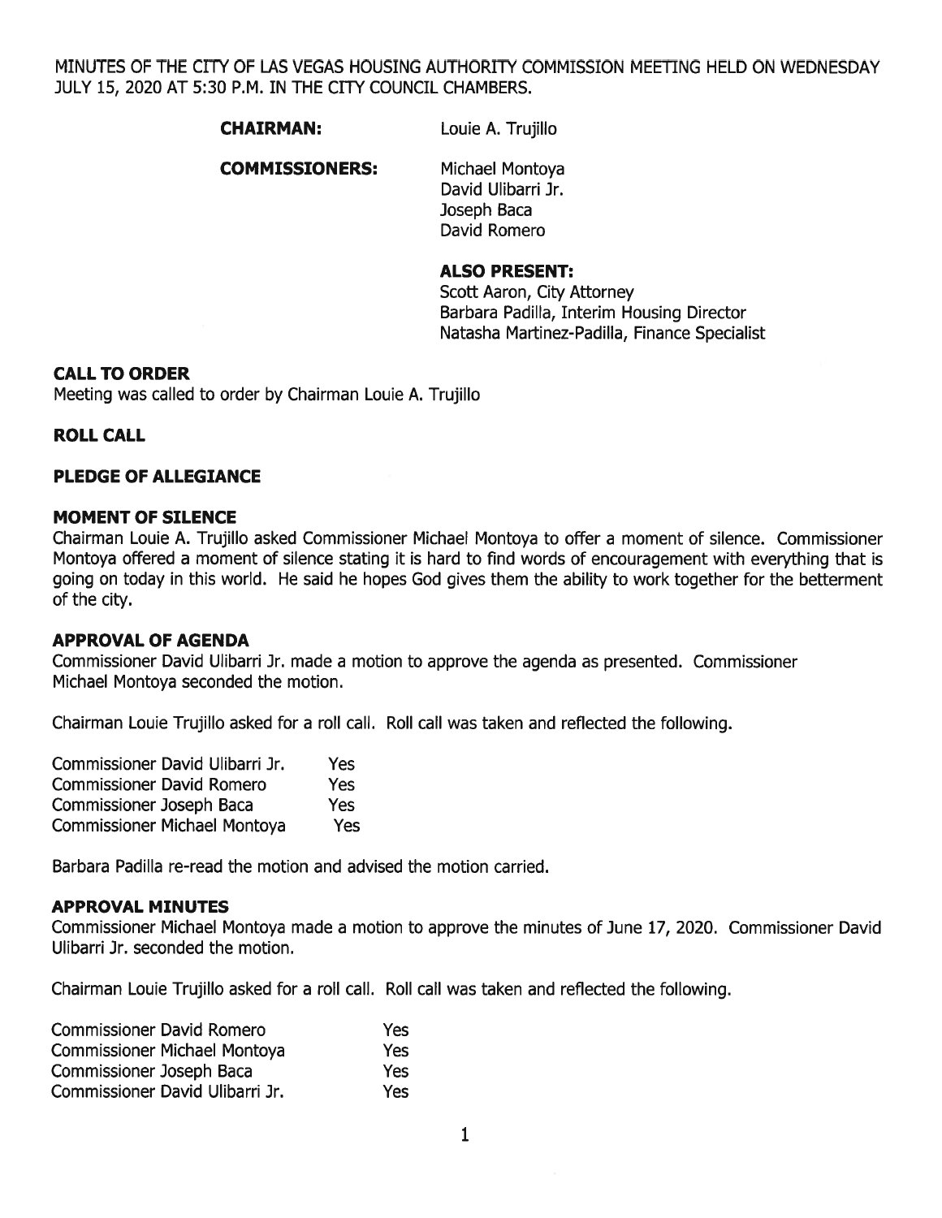MINUTES OF THE CITY OF LAS VEGAS HOUSING AUTHORITY COMMISSION MEETING HELD ON WEDNESDAY JULY 15, 2020 AT 5:30 P.M. IN THE CITY COUNCIL CHAMBERS.

**CHAIRMAN:** Louie A. Trujillo

**COMMISSIONERS:** Michael Montoya
David Ulibarri Jr.
Joseph Baca
David Romero

**ALSO PRESENT:**
Scott Aaron, City Attorney
Barbara Padilla, Interim Housing Director
Natasha Martinez-Padilla, Finance Specialist

**CALL TO ORDER**
Meeting was called to order by Chairman Louie A. Trujillo

**ROLL CALL**

**PLEDGE OF ALLEGIANCE**

**MOMENT OF SILENCE**
Chairman Louie A. Trujillo asked Commissioner Michael Montoya to offer a moment of silence. Commissioner Montoya offered a moment of silence stating it is hard to find words of encouragement with everything that is going on today in this world. He said he hopes God gives them the ability to work together for the betterment of the city.

**APPROVAL OF AGENDA**
Commissioner David Ulibarri Jr. made a motion to approve the agenda as presented. Commissioner Michael Montoya seconded the motion.

Chairman Louie Trujillo asked for a roll call. Roll call was taken and reflected the following.

| | |
|---|---|
| Commissioner David Ulibarri Jr. | Yes |
| Commissioner David Romero | Yes |
| Commissioner Joseph Baca | Yes |
| Commissioner Michael Montoya | Yes |

Barbara Padilla re-read the motion and advised the motion carried.

**APPROVAL MINUTES**
Commissioner Michael Montoya made a motion to approve the minutes of June 17, 2020. Commissioner David Ulibarri Jr. seconded the motion.

Chairman Louie Trujillo asked for a roll call. Roll call was taken and reflected the following.

| | |
|---|---|
| Commissioner David Romero | Yes |
| Commissioner Michael Montoya | Yes |
| Commissioner Joseph Baca | Yes |
| Commissioner David Ulibarri Jr. | Yes |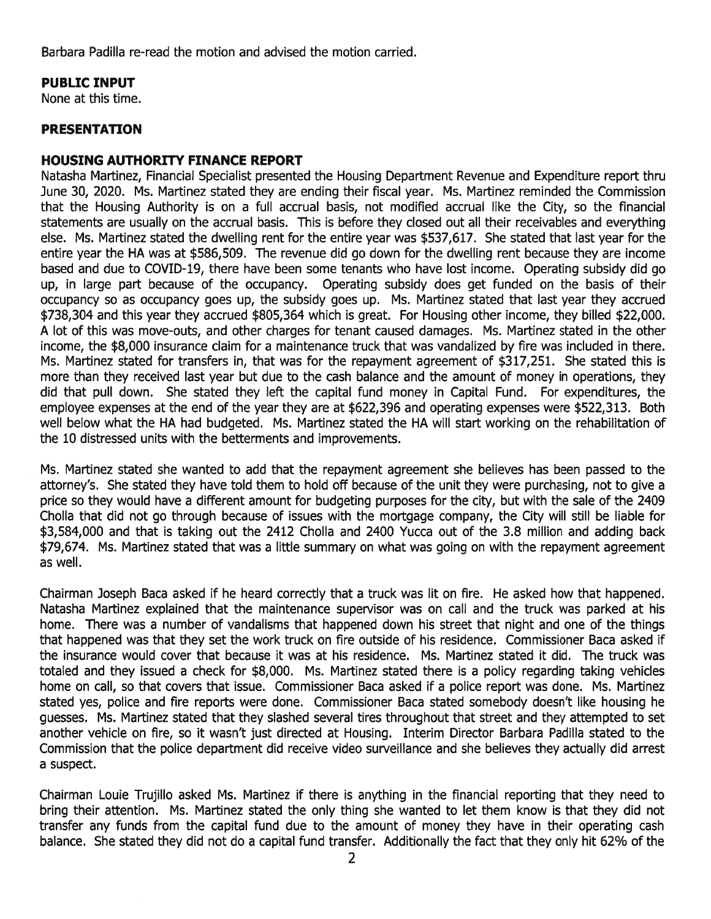Barbara Padilla re-read the motion and advised the motion carried.

**PUBLIC INPUT**

None at this time.

**PRESENTATION**

**HOUSING AUTHORITY FINANCE REPORT**

Natasha Martinez, Financial Specialist presented the Housing Department Revenue and Expenditure report thru June 30, 2020. Ms. Martinez stated they are ending their fiscal year. Ms. Martinez reminded the Commission that the Housing Authority is on a full accrual basis, not modified accrual like the City, so the financial statements are usually on the accrual basis. This is before they closed out all their receivables and everything else. Ms. Martinez stated the dwelling rent for the entire year was $537,617. She stated that last year for the entire year the HA was at $586,509. The revenue did go down for the dwelling rent because they are income based and due to COVID-19, there have been some tenants who have lost income. Operating subsidy did go up, in large part because of the occupancy. Operating subsidy does get funded on the basis of their occupancy so as occupancy goes up, the subsidy goes up. Ms. Martinez stated that last year they accrued $738,304 and this year they accrued $805,364 which is great. For Housing other income, they billed $22,000. A lot of this was move-outs, and other charges for tenant caused damages. Ms. Martinez stated in the other income, the $8,000 insurance claim for a maintenance truck that was vandalized by fire was included in there. Ms. Martinez stated for transfers in, that was for the repayment agreement of $317,251. She stated this is more than they received last year but due to the cash balance and the amount of money in operations, they did that pull down. She stated they left the capital fund money in Capital Fund. For expenditures, the employee expenses at the end of the year they are at $622,396 and operating expenses were $522,313. Both well below what the HA had budgeted. Ms. Martinez stated the HA will start working on the rehabilitation of the 10 distressed units with the betterments and improvements.

Ms. Martinez stated she wanted to add that the repayment agreement she believes has been passed to the attorney's. She stated they have told them to hold off because of the unit they were purchasing, not to give a price so they would have a different amount for budgeting purposes for the city, but with the sale of the 2409 Cholla that did not go through because of issues with the mortgage company, the City will still be liable for $3,584,000 and that is taking out the 2412 Cholla and 2400 Yucca out of the 3.8 million and adding back $79,674. Ms. Martinez stated that was a little summary on what was going on with the repayment agreement as well.

Chairman Joseph Baca asked if he heard correctly that a truck was lit on fire. He asked how that happened. Natasha Martinez explained that the maintenance supervisor was on call and the truck was parked at his home. There was a number of vandalisms that happened down his street that night and one of the things that happened was that they set the work truck on fire outside of his residence. Commissioner Baca asked if the insurance would cover that because it was at his residence. Ms. Martinez stated it did. The truck was totaled and they issued a check for $8,000. Ms. Martinez stated there is a policy regarding taking vehicles home on call, so that covers that issue. Commissioner Baca asked if a police report was done. Ms. Martinez stated yes, police and fire reports were done. Commissioner Baca stated somebody doesn't like housing he guesses. Ms. Martinez stated that they slashed several tires throughout that street and they attempted to set another vehicle on fire, so it wasn't just directed at Housing. Interim Director Barbara Padilla stated to the Commission that the police department did receive video surveillance and she believes they actually did arrest a suspect.

Chairman Louie Trujillo asked Ms. Martinez if there is anything in the financial reporting that they need to bring their attention. Ms. Martinez stated the only thing she wanted to let them know is that they did not transfer any funds from the capital fund due to the amount of money they have in their operating cash balance. She stated they did not do a capital fund transfer. Additionally the fact that they only hit 62% of the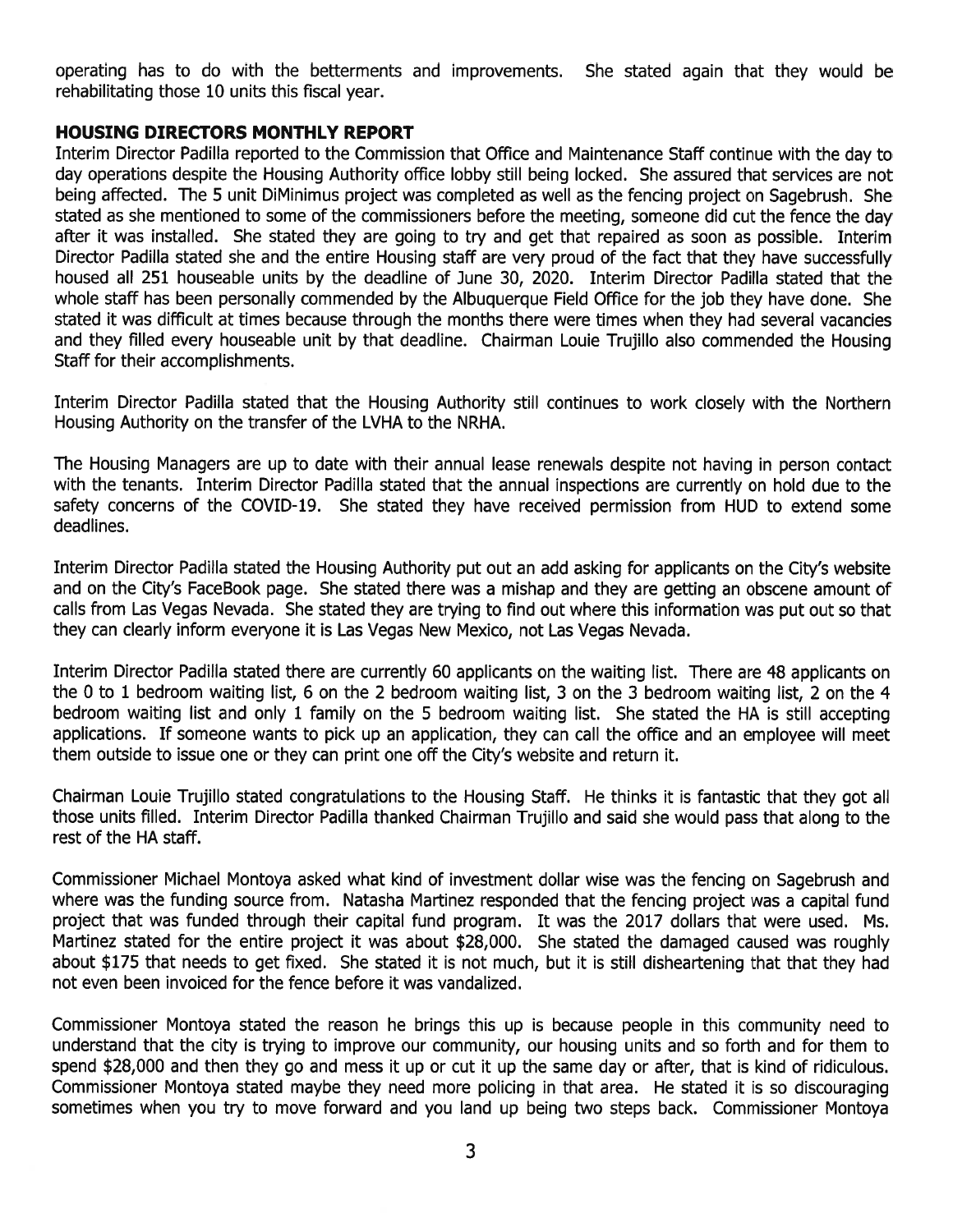operating has to do with the betterments and improvements. She stated again that they would be rehabilitating those 10 units this fiscal year.

**HOUSING DIRECTORS MONTHLY REPORT**

Interim Director Padilla reported to the Commission that Office and Maintenance Staff continue with the day to day operations despite the Housing Authority office lobby still being locked. She assured that services are not being affected. The 5 unit DiMinimus project was completed as well as the fencing project on Sagebrush. She stated as she mentioned to some of the commissioners before the meeting, someone did cut the fence the day after it was installed. She stated they are going to try and get that repaired as soon as possible. Interim Director Padilla stated she and the entire Housing staff are very proud of the fact that they have successfully housed all 251 houseable units by the deadline of June 30, 2020. Interim Director Padilla stated that the whole staff has been personally commended by the Albuquerque Field Office for the job they have done. She stated it was difficult at times because through the months there were times when they had several vacancies and they filled every houseable unit by that deadline. Chairman Louie Trujillo also commended the Housing Staff for their accomplishments.

Interim Director Padilla stated that the Housing Authority still continues to work closely with the Northern Housing Authority on the transfer of the LVHA to the NRHA.

The Housing Managers are up to date with their annual lease renewals despite not having in person contact with the tenants. Interim Director Padilla stated that the annual inspections are currently on hold due to the safety concerns of the COVID-19. She stated they have received permission from HUD to extend some deadlines.

Interim Director Padilla stated the Housing Authority put out an add asking for applicants on the City's website and on the City's FaceBook page. She stated there was a mishap and they are getting an obscene amount of calls from Las Vegas Nevada. She stated they are trying to find out where this information was put out so that they can clearly inform everyone it is Las Vegas New Mexico, not Las Vegas Nevada.

Interim Director Padilla stated there are currently 60 applicants on the waiting list. There are 48 applicants on the 0 to 1 bedroom waiting list, 6 on the 2 bedroom waiting list, 3 on the 3 bedroom waiting list, 2 on the 4 bedroom waiting list and only 1 family on the 5 bedroom waiting list. She stated the HA is still accepting applications. If someone wants to pick up an application, they can call the office and an employee will meet them outside to issue one or they can print one off the City's website and return it.

Chairman Louie Trujillo stated congratulations to the Housing Staff. He thinks it is fantastic that they got all those units filled. Interim Director Padilla thanked Chairman Trujillo and said she would pass that along to the rest of the HA staff.

Commissioner Michael Montoya asked what kind of investment dollar wise was the fencing on Sagebrush and where was the funding source from. Natasha Martinez responded that the fencing project was a capital fund project that was funded through their capital fund program. It was the 2017 dollars that were used. Ms. Martinez stated for the entire project it was about $28,000. She stated the damaged caused was roughly about $175 that needs to get fixed. She stated it is not much, but it is still disheartening that that they had not even been invoiced for the fence before it was vandalized.

Commissioner Montoya stated the reason he brings this up is because people in this community need to understand that the city is trying to improve our community, our housing units and so forth and for them to spend $28,000 and then they go and mess it up or cut it up the same day or after, that is kind of ridiculous. Commissioner Montoya stated maybe they need more policing in that area. He stated it is so discouraging sometimes when you try to move forward and you land up being two steps back. Commissioner Montoya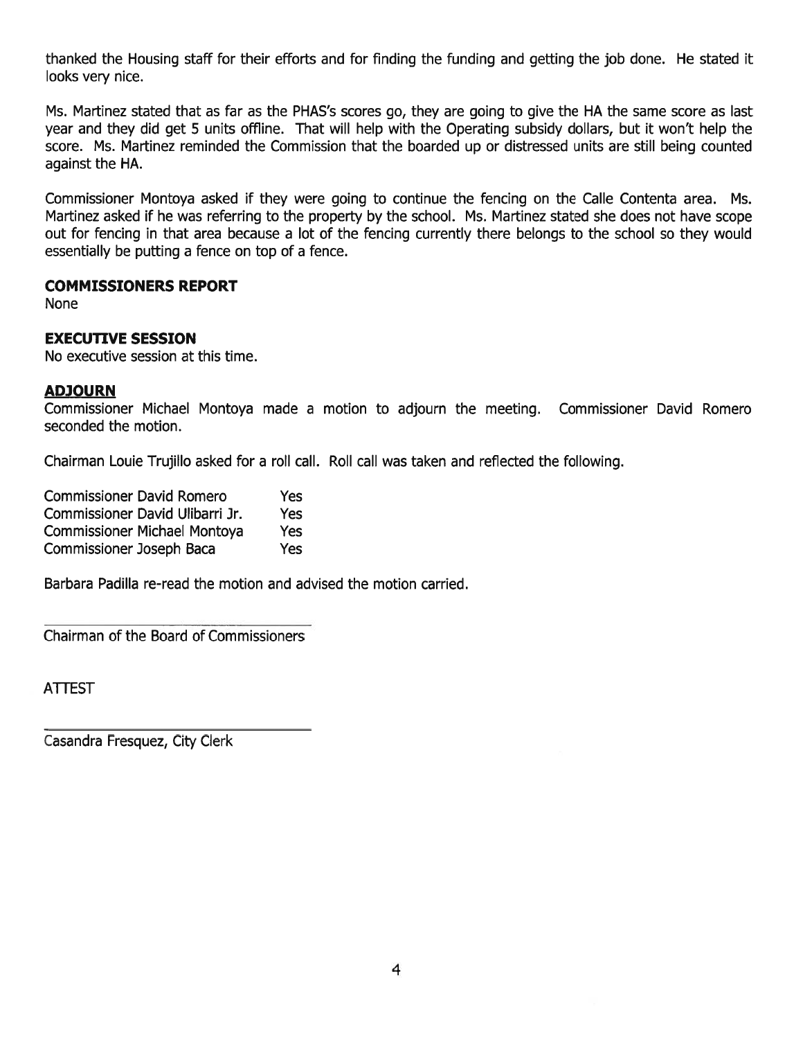thanked the Housing staff for their efforts and for finding the funding and getting the job done. He stated it looks very nice.

Ms. Martinez stated that as far as the PHAS's scores go, they are going to give the HA the same score as last year and they did get 5 units offline. That will help with the Operating subsidy dollars, but it won't help the score. Ms. Martinez reminded the Commission that the boarded up or distressed units are still being counted against the HA.

Commissioner Montoya asked if they were going to continue the fencing on the Calle Contenta area. Ms. Martinez asked if he was referring to the property by the school. Ms. Martinez stated she does not have scope out for fencing in that area because a lot of the fencing currently there belongs to the school so they would essentially be putting a fence on top of a fence.

**COMMISSIONERS REPORT**

None

**EXECUTIVE SESSION**

No executive session at this time.

**ADJOURN**

Commissioner Michael Montoya made a motion to adjourn the meeting. Commissioner David Romero seconded the motion.

Chairman Louie Trujillo asked for a roll call. Roll call was taken and reflected the following.

| | |
|---|---|
| Commissioner David Romero | Yes |
| Commissioner David Ulibarri Jr. | Yes |
| Commissioner Michael Montoya | Yes |
| Commissioner Joseph Baca | Yes |

Barbara Padilla re-read the motion and advised the motion carried.

\_\_\_\_\_\_\_\_\_\_\_\_\_\_\_\_\_\_\_\_\_\_\_\_\_\_\_\_\_\_\_\_\_\_

Chairman of the Board of Commissioners

ATTEST

\_\_\_\_\_\_\_\_\_\_\_\_\_\_\_\_\_\_\_\_\_\_\_\_\_\_\_\_\_\_\_\_\_\_

Casandra Fresquez, City Clerk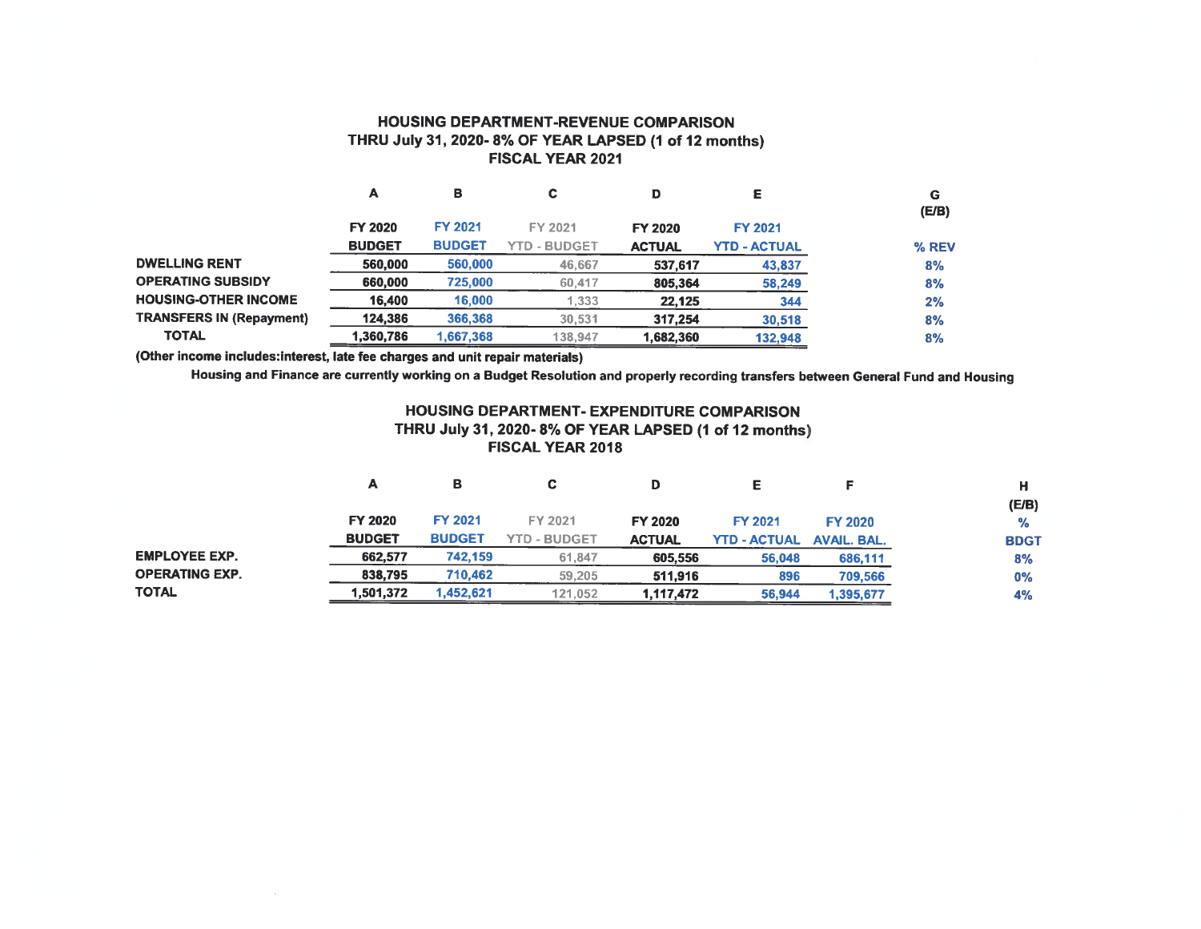## HOUSING DEPARTMENT-REVENUE COMPARISON
### THRU July 31, 2020- 8% OF YEAR LAPSED (1 of 12 months)
### FISCAL YEAR 2021

| | A | B | C | D | E | G |
|---|---|---|---|---|---|---|
| | | | | | | (E/B) |
| | FY 2020 BUDGET | FY 2021 BUDGET | FY 2021 YTD - BUDGET | FY 2020 ACTUAL | FY 2021 YTD - ACTUAL | % REV |
| DWELLING RENT | 560,000 | 560,000 | 46,667 | 537,617 | 43,837 | 8% |
| OPERATING SUBSIDY | 660,000 | 725,000 | 60,417 | 805,364 | 58,249 | 8% |
| HOUSING-OTHER INCOME | 16,400 | 16,000 | 1,333 | 22,125 | 344 | 2% |
| TRANSFERS IN (Repayment) | 124,386 | 366,368 | 30,531 | 317,254 | 30,518 | 8% |
| TOTAL | 1,360,786 | 1,667,368 | 138,947 | 1,682,360 | 132,948 | 8% |

(Other income includes:interest, late fee charges and unit repair materials)

Housing and Finance are currently working on a Budget Resolution and properly recording transfers between General Fund and Housing

## HOUSING DEPARTMENT- EXPENDITURE COMPARISON
### THRU July 31, 2020- 8% OF YEAR LAPSED (1 of 12 months)
### FISCAL YEAR 2018

| | A | B | C | D | E | F | H |
|---|---|---|---|---|---|---|---|
| | | | | | | | (E/B) |
| | FY 2020 BUDGET | FY 2021 BUDGET | FY 2021 YTD - BUDGET | FY 2020 ACTUAL | FY 2021 YTD - ACTUAL | FY 2020 AVAIL. BAL. | % BDGT |
| EMPLOYEE EXP. | 662,577 | 742,159 | 61,847 | 605,556 | 56,048 | 686,111 | 8% |
| OPERATING EXP. | 838,795 | 710,462 | 59,205 | 511,916 | 896 | 709,566 | 0% |
| TOTAL | 1,501,372 | 1,452,621 | 121,052 | 1,117,472 | 56,944 | 1,395,677 | 4% |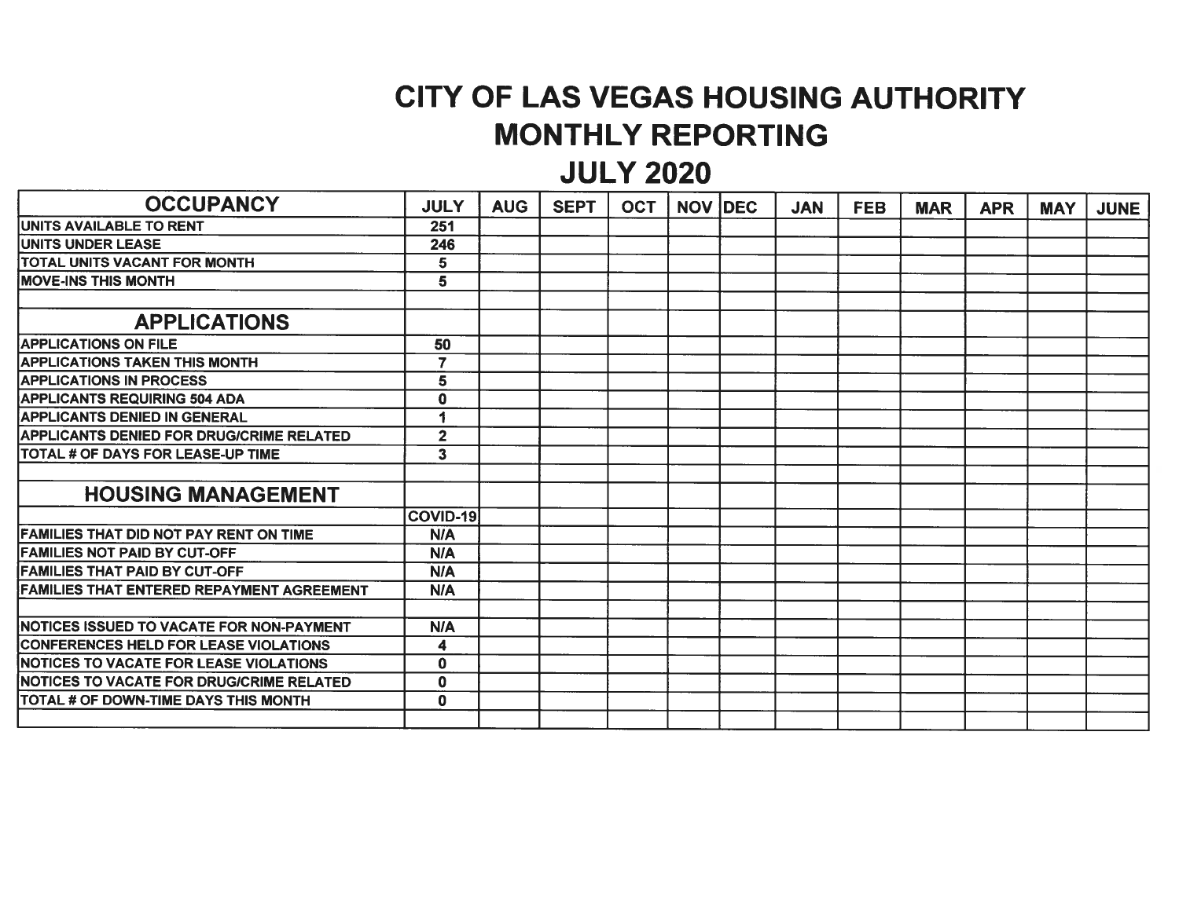# CITY OF LAS VEGAS HOUSING AUTHORITY
## MONTHLY REPORTING
## JULY 2020

| OCCUPANCY | JULY | AUG | SEPT | OCT | NOV | DEC | JAN | FEB | MAR | APR | MAY | JUNE |
|---|---|---|---|---|---|---|---|---|---|---|---|---|
| UNITS AVAILABLE TO RENT | 251 | | | | | | | | | | | |
| UNITS UNDER LEASE | 246 | | | | | | | | | | | |
| TOTAL UNITS VACANT FOR MONTH | 5 | | | | | | | | | | | |
| MOVE-INS THIS MONTH | 5 | | | | | | | | | | | |
| | | | | | | | | | | | | |
| **APPLICATIONS** | | | | | | | | | | | | |
| APPLICATIONS ON FILE | 50 | | | | | | | | | | | |
| APPLICATIONS TAKEN THIS MONTH | 7 | | | | | | | | | | | |
| APPLICATIONS IN PROCESS | 5 | | | | | | | | | | | |
| APPLICANTS REQUIRING 504 ADA | 0 | | | | | | | | | | | |
| APPLICANTS DENIED IN GENERAL | 1 | | | | | | | | | | | |
| APPLICANTS DENIED FOR DRUG/CRIME RELATED | 2 | | | | | | | | | | | |
| TOTAL # OF DAYS FOR LEASE-UP TIME | 3 | | | | | | | | | | | |
| | | | | | | | | | | | | |
| **HOUSING MANAGEMENT** | | | | | | | | | | | | |
| | COVID-19 | | | | | | | | | | | |
| FAMILIES THAT DID NOT PAY RENT ON TIME | N/A | | | | | | | | | | | |
| FAMILIES NOT PAID BY CUT-OFF | N/A | | | | | | | | | | | |
| FAMILIES THAT PAID BY CUT-OFF | N/A | | | | | | | | | | | |
| FAMILIES THAT ENTERED REPAYMENT AGREEMENT | N/A | | | | | | | | | | | |
| | | | | | | | | | | | | |
| NOTICES ISSUED TO VACATE FOR NON-PAYMENT | N/A | | | | | | | | | | | |
| CONFERENCES HELD FOR LEASE VIOLATIONS | 4 | | | | | | | | | | | |
| NOTICES TO VACATE FOR LEASE VIOLATIONS | 0 | | | | | | | | | | | |
| NOTICES TO VACATE FOR DRUG/CRIME RELATED | 0 | | | | | | | | | | | |
| TOTAL # OF DOWN-TIME DAYS THIS MONTH | 0 | | | | | | | | | | | |
| | | | | | | | | | | | | |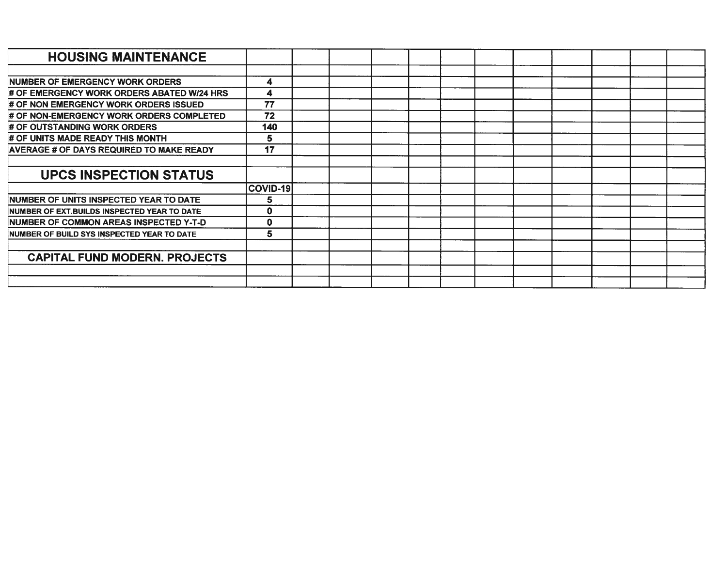| | | | | | | | | | | | | |
|---|---|---|---|---|---|---|---|---|---|---|---|---|
| **HOUSING MAINTENANCE** | | | | | | | | | | | | |
| | | | | | | | | | | | | |
| NUMBER OF EMERGENCY WORK ORDERS | 4 | | | | | | | | | | | |
| # OF EMERGENCY WORK ORDERS ABATED W/24 HRS | 4 | | | | | | | | | | | |
| # OF NON EMERGENCY WORK ORDERS ISSUED | 77 | | | | | | | | | | | |
| # OF NON-EMERGENCY WORK ORDERS COMPLETED | 72 | | | | | | | | | | | |
| # OF OUTSTANDING WORK ORDERS | 140 | | | | | | | | | | | |
| # OF UNITS MADE READY THIS MONTH | 5 | | | | | | | | | | | |
| AVERAGE # OF DAYS REQUIRED TO MAKE READY | 17 | | | | | | | | | | | |
| | | | | | | | | | | | | |
| **UPCS INSPECTION STATUS** | | | | | | | | | | | | |
| | COVID-19 | | | | | | | | | | | |
| NUMBER OF UNITS INSPECTED YEAR TO DATE | 5 | | | | | | | | | | | |
| NUMBER OF EXT.BUILDS INSPECTED YEAR TO DATE | 0 | | | | | | | | | | | |
| NUMBER OF COMMON AREAS INSPECTED Y-T-D | 0 | | | | | | | | | | | |
| NUMBER OF BUILD SYS INSPECTED YEAR TO DATE | 5 | | | | | | | | | | | |
| | | | | | | | | | | | | |
| **CAPITAL FUND MODERN. PROJECTS** | | | | | | | | | | | | |
| | | | | | | | | | | | | |
| | | | | | | | | | | | | |